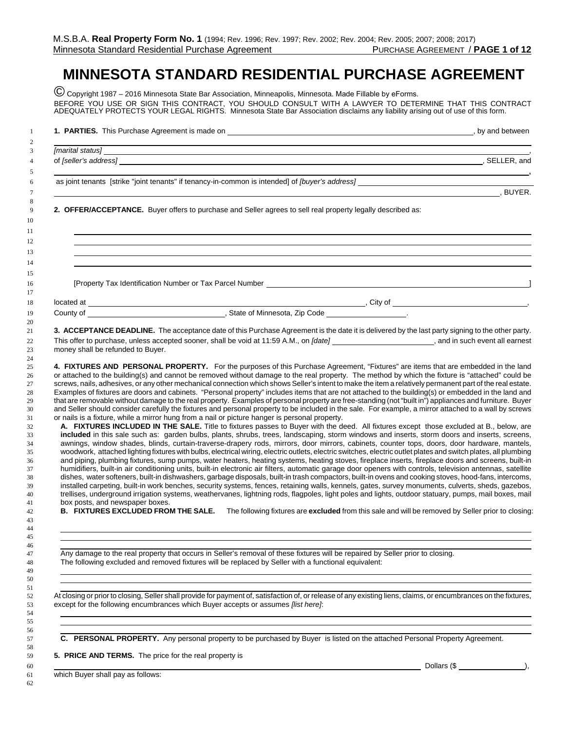# MINNESOTA STANDARD RESIDENTIAL PURCHASE AGREEMENT

© Copyright 1987 – 2016 Minnesota State Bar Association, Minneapolis, Minnesota. Made Fillable by eForms.

BEFORE YOU USE OR SIGN THIS CONTRACT, YOU SHOULD CONSULT WITH A LAWYER TO DETERMINE THAT THIS CONTRACT ADEQUATELY PROTECTS YOUR LEGAL RIGHTS. Minnesota State Bar Association disclaims any liability arising out of use of this form.

**1. PARTIES.** This Purchase Agreement is made on ______________________, by and between

______________________________________________________________________

*[marital status]* ______________________________________________________,

of *[seller's address]* ______________________________________________, SELLER, and

______________________________________________________________________,

as joint tenants [strike "joint tenants" if tenancy-in-common is intended] of *[buyer's address]* ____________________

______________________________________________________________________, BUYER.

**2. OFFER/ACCEPTANCE.** Buyer offers to purchase and Seller agrees to sell real property legally described as:

______________________________________________________________________

______________________________________________________________________

______________________________________________________________________

______________________________________________________________________

[Property Tax Identification Number or Tax Parcel Number ______________________________]

located at ______________________________, City of ______________________________,

County of ______________________, State of Minnesota, Zip Code ______________.

**3. ACCEPTANCE DEADLINE.** The acceptance date of this Purchase Agreement is the date it is delivered by the last party signing to the other party. This offer to purchase, unless accepted sooner, shall be void at 11:59 A.M., on *[date]* ______________________, and in such event all earnest money shall be refunded to Buyer.

**4. FIXTURES AND PERSONAL PROPERTY.** For the purposes of this Purchase Agreement, "Fixtures" are items that are embedded in the land or attached to the building(s) and cannot be removed without damage to the real property. The method by which the fixture is "attached" could be screws, nails, adhesives, or any other mechanical connection which shows Seller's intent to make the item a relatively permanent part of the real estate. Examples of fixtures are doors and cabinets. "Personal property" includes items that are not attached to the building(s) or embedded in the land and that are removable without damage to the real property. Examples of personal property are free-standing (not "built in") appliances and furniture. Buyer and Seller should consider carefully the fixtures and personal property to be included in the sale. For example, a mirror attached to a wall by screws or nails is a fixture, while a mirror hung from a nail or picture hanger is personal property.

**A. FIXTURES INCLUDED IN THE SALE.** Title to fixtures passes to Buyer with the deed. All fixtures except those excluded at B., below, are **included** in this sale such as: garden bulbs, plants, shrubs, trees, landscaping, storm windows and inserts, storm doors and inserts, screens, awnings, window shades, blinds, curtain-traverse-drapery rods, mirrors, door mirrors, cabinets, counter tops, doors, door hardware, mantels, woodwork, attached lighting fixtures with bulbs, electrical wiring, electric outlets, electric switches, electric outlet plates and switch plates, all plumbing and piping, plumbing fixtures, sump pumps, water heaters, heating systems, heating stoves, fireplace inserts, fireplace doors and screens, built-in humidifiers, built-in air conditioning units, built-in electronic air filters, automatic garage door openers with controls, television antennas, satellite dishes, water softeners, built-in dishwashers, garbage disposals, built-in trash compactors, built-in ovens and cooking stoves, hood-fans, intercoms, installed carpeting, built-in work benches, security systems, fences, retaining walls, kennels, gates, survey monuments, culverts, sheds, gazebos, trellises, underground irrigation systems, weathervanes, lightning rods, flagpoles, light poles and lights, outdoor statuary, pumps, mail boxes, mail box posts, and newspaper boxes.

**B. FIXTURES EXCLUDED FROM THE SALE.** The following fixtures are **excluded** from this sale and will be removed by Seller prior to closing:

______________________________________________________________________

______________________________________________________________________

______________________________________________________________________

Any damage to the real property that occurs in Seller's removal of these fixtures will be repaired by Seller prior to closing.

The following excluded and removed fixtures will be replaced by Seller with a functional equivalent:

______________________________________________________________________

______________________________________________________________________

______________________________________________________________________

At closing or prior to closing, Seller shall provide for payment of, satisfaction of, or release of any existing liens, claims, or encumbrances on the fixtures, except for the following encumbrances which Buyer accepts or assumes *[list here]*:

______________________________________________________________________

______________________________________________________________________

______________________________________________________________________

**C. PERSONAL PROPERTY.** Any personal property to be purchased by Buyer is listed on the attached Personal Property Agreement.

**5. PRICE AND TERMS.** The price for the real property is

______________________________________________________ Dollars ($ ______________),

which Buyer shall pay as follows: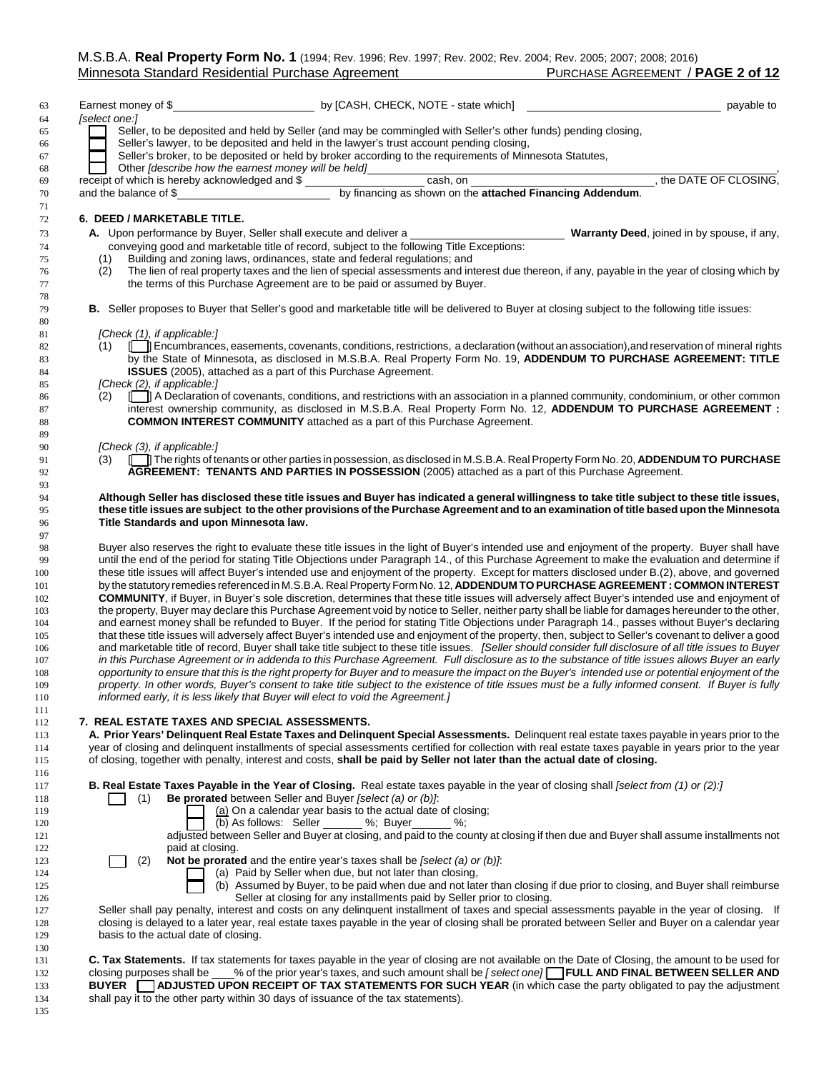Earnest money of $______________________ by [CASH, CHECK, NOTE - state which] ______________________________ payable to
*[select one:]*

☐ Seller, to be deposited and held by Seller (and may be commingled with Seller's other funds) pending closing,
☐ Seller's lawyer, to be deposited and held in the lawyer's trust account pending closing,
☐ Seller's broker, to be deposited or held by broker according to the requirements of Minnesota Statutes,
☐ Other *[describe how the earnest money will be held]*______________________________________________,

receipt of which is hereby acknowledged and $ __________________ cash, on ______________________________, the DATE OF CLOSING, and the balance of $________________________ by financing as shown on the **attached Financing Addendum**.

## 6. DEED / MARKETABLE TITLE.

**A.** Upon performance by Buyer, Seller shall execute and deliver a ________________________ **Warranty Deed**, joined in by spouse, if any, conveying good and marketable title of record, subject to the following Title Exceptions:

(1) Building and zoning laws, ordinances, state and federal regulations; and

(2) The lien of real property taxes and the lien of special assessments and interest due thereon, if any, payable in the year of closing which by the terms of this Purchase Agreement are to be paid or assumed by Buyer.

**B.** Seller proposes to Buyer that Seller's good and marketable title will be delivered to Buyer at closing subject to the following title issues:

*[Check (1), if applicable:]*

(1) [☐] Encumbrances, easements, covenants, conditions, restrictions, a declaration (without an association),and reservation of mineral rights by the State of Minnesota, as disclosed in M.S.B.A. Real Property Form No. 19, **ADDENDUM TO PURCHASE AGREEMENT: TITLE ISSUES** (2005), attached as a part of this Purchase Agreement.

*[Check (2), if applicable:]*

(2) [☐] A Declaration of covenants, conditions, and restrictions with an association in a planned community, condominium, or other common interest ownership community, as disclosed in M.S.B.A. Real Property Form No. 12, **ADDENDUM TO PURCHASE AGREEMENT : COMMON INTEREST COMMUNITY** attached as a part of this Purchase Agreement.

*[Check (3), if applicable:]*

(3) [☐] The rights of tenants or other parties in possession, as disclosed in M.S.B.A. Real Property Form No. 20, **ADDENDUM TO PURCHASE AGREEMENT: TENANTS AND PARTIES IN POSSESSION** (2005) attached as a part of this Purchase Agreement.

**Although Seller has disclosed these title issues and Buyer has indicated a general willingness to take title subject to these title issues, these title issues are subject to the other provisions of the Purchase Agreement and to an examination of title based upon the Minnesota Title Standards and upon Minnesota law.**

Buyer also reserves the right to evaluate these title issues in the light of Buyer's intended use and enjoyment of the property. Buyer shall have until the end of the period for stating Title Objections under Paragraph 14., of this Purchase Agreement to make the evaluation and determine if these title issues will affect Buyer's intended use and enjoyment of the property. Except for matters disclosed under B.(2), above, and governed by the statutory remedies referenced in M.S.B.A. Real Property Form No. 12, **ADDENDUM TO PURCHASE AGREEMENT : COMMON INTEREST COMMUNITY**, if Buyer, in Buyer's sole discretion, determines that these title issues will adversely affect Buyer's intended use and enjoyment of the property, Buyer may declare this Purchase Agreement void by notice to Seller, neither party shall be liable for damages hereunder to the other, and earnest money shall be refunded to Buyer. If the period for stating Title Objections under Paragraph 14., passes without Buyer's declaring that these title issues will adversely affect Buyer's intended use and enjoyment of the property, then, subject to Seller's covenant to deliver a good and marketable title of record, Buyer shall take title subject to these title issues. *[Seller should consider full disclosure of all title issues to Buyer in this Purchase Agreement or in addenda to this Purchase Agreement. Full disclosure as to the substance of title issues allows Buyer an early opportunity to ensure that this is the right property for Buyer and to measure the impact on the Buyer's intended use or potential enjoyment of the property. In other words, Buyer's consent to take title subject to the existence of title issues must be a fully informed consent. If Buyer is fully informed early, it is less likely that Buyer will elect to void the Agreement.]*

## 7. REAL ESTATE TAXES AND SPECIAL ASSESSMENTS.

**A. Prior Years' Delinquent Real Estate Taxes and Delinquent Special Assessments.** Delinquent real estate taxes payable in years prior to the year of closing and delinquent installments of special assessments certified for collection with real estate taxes payable in years prior to the year of closing, together with penalty, interest and costs, **shall be paid by Seller not later than the actual date of closing.**

**B. Real Estate Taxes Payable in the Year of Closing.** Real estate taxes payable in the year of closing shall *[select from (1) or (2):]*

☐ (1) **Be prorated** between Seller and Buyer *[select (a) or (b)]*:
- ☐ (a) On a calendar year basis to the actual date of closing;
- ☐ (b) As follows: Seller ______%; Buyer______%;

adjusted between Seller and Buyer at closing, and paid to the county at closing if then due and Buyer shall assume installments not paid at closing.

☐ (2) **Not be prorated** and the entire year's taxes shall be *[select (a) or (b)]*:
- ☐ (a) Paid by Seller when due, but not later than closing,
- ☐ (b) Assumed by Buyer, to be paid when due and not later than closing if due prior to closing, and Buyer shall reimburse Seller at closing for any installments paid by Seller prior to closing.

Seller shall pay penalty, interest and costs on any delinquent installment of taxes and special assessments payable in the year of closing. If closing is delayed to a later year, real estate taxes payable in the year of closing shall be prorated between Seller and Buyer on a calendar year basis to the actual date of closing.

**C. Tax Statements.** If tax statements for taxes payable in the year of closing are not available on the Date of Closing, the amount to be used for closing purposes shall be ____% of the prior year's taxes, and such amount shall be *[ select one]* ☐ **FULL AND FINAL BETWEEN SELLER AND BUYER** ☐ **ADJUSTED UPON RECEIPT OF TAX STATEMENTS FOR SUCH YEAR** (in which case the party obligated to pay the adjustment shall pay it to the other party within 30 days of issuance of the tax statements).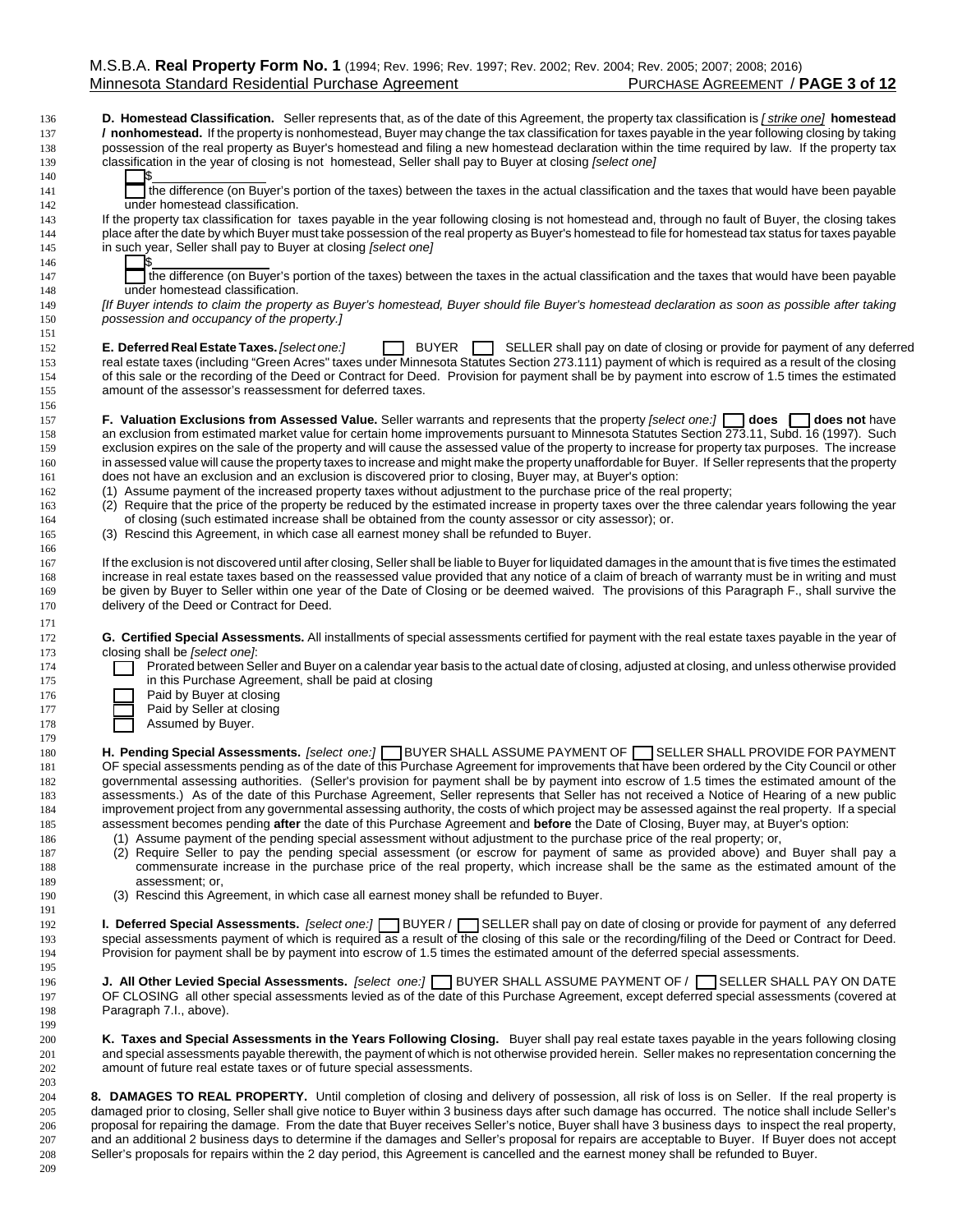**D. Homestead Classification.** Seller represents that, as of the date of this Agreement, the property tax classification is *[ strike one]* **homestead / nonhomestead.** If the property is nonhomestead, Buyer may change the tax classification for taxes payable in the year following closing by taking possession of the real property as Buyer's homestead and filing a new homestead declaration within the time required by law. If the property tax classification in the year of closing is not homestead, Seller shall pay to Buyer at closing *[select one]*

☐ $\_\_\_\_\_\_\_\_\_\_\_\_\_\_\_\_

☐ the difference (on Buyer's portion of the taxes) between the taxes in the actual classification and the taxes that would have been payable under homestead classification.

If the property tax classification for taxes payable in the year following closing is not homestead and, through no fault of Buyer, the closing takes place after the date by which Buyer must take possession of the real property as Buyer's homestead to file for homestead tax status for taxes payable in such year, Seller shall pay to Buyer at closing *[select one]*

☐ $\_\_\_\_\_\_\_\_\_\_\_\_\_\_\_\_

☐ the difference (on Buyer's portion of the taxes) between the taxes in the actual classification and the taxes that would have been payable under homestead classification.

*[If Buyer intends to claim the property as Buyer's homestead, Buyer should file Buyer's homestead declaration as soon as possible after taking possession and occupancy of the property.]*

**E. Deferred Real Estate Taxes.** *[select one:]* ☐ BUYER ☐ SELLER shall pay on date of closing or provide for payment of any deferred real estate taxes (including "Green Acres" taxes under Minnesota Statutes Section 273.111) payment of which is required as a result of the closing of this sale or the recording of the Deed or Contract for Deed. Provision for payment shall be by payment into escrow of 1.5 times the estimated amount of the assessor's reassessment for deferred taxes.

**F. Valuation Exclusions from Assessed Value.** Seller warrants and represents that the property *[select one:]* ☐ **does** ☐ **does not** have an exclusion from estimated market value for certain home improvements pursuant to Minnesota Statutes Section 273.11, Subd. 16 (1997). Such exclusion expires on the sale of the property and will cause the assessed value of the property to increase for property tax purposes. The increase in assessed value will cause the property taxes to increase and might make the property unaffordable for Buyer. If Seller represents that the property does not have an exclusion and an exclusion is discovered prior to closing, Buyer may, at Buyer's option:

(1) Assume payment of the increased property taxes without adjustment to the purchase price of the real property;

(2) Require that the price of the property be reduced by the estimated increase in property taxes over the three calendar years following the year of closing (such estimated increase shall be obtained from the county assessor or city assessor); or.

(3) Rescind this Agreement, in which case all earnest money shall be refunded to Buyer.

If the exclusion is not discovered until after closing, Seller shall be liable to Buyer for liquidated damages in the amount that is five times the estimated increase in real estate taxes based on the reassessed value provided that any notice of a claim of breach of warranty must be in writing and must be given by Buyer to Seller within one year of the Date of Closing or be deemed waived. The provisions of this Paragraph F., shall survive the delivery of the Deed or Contract for Deed.

**G. Certified Special Assessments.** All installments of special assessments certified for payment with the real estate taxes payable in the year of closing shall be *[select one]*:

☐ Prorated between Seller and Buyer on a calendar year basis to the actual date of closing, adjusted at closing, and unless otherwise provided in this Purchase Agreement, shall be paid at closing

☐ Paid by Buyer at closing

☐ Paid by Seller at closing

☐ Assumed by Buyer.

**H. Pending Special Assessments.** *[select one:]* ☐ BUYER SHALL ASSUME PAYMENT OF ☐ SELLER SHALL PROVIDE FOR PAYMENT OF special assessments pending as of the date of this Purchase Agreement for improvements that have been ordered by the City Council or other governmental assessing authorities. (Seller's provision for payment shall be by payment into escrow of 1.5 times the estimated amount of the assessments.) As of the date of this Purchase Agreement, Seller represents that Seller has not received a Notice of Hearing of a new public improvement project from any governmental assessing authority, the costs of which project may be assessed against the real property. If a special assessment becomes pending **after** the date of this Purchase Agreement and **before** the Date of Closing, Buyer may, at Buyer's option:

(1) Assume payment of the pending special assessment without adjustment to the purchase price of the real property; or,

(2) Require Seller to pay the pending special assessment (or escrow for payment of same as provided above) and Buyer shall pay a commensurate increase in the purchase price of the real property, which increase shall be the same as the estimated amount of the assessment; or,

(3) Rescind this Agreement, in which case all earnest money shall be refunded to Buyer.

**I. Deferred Special Assessments.** *[select one:]* ☐ BUYER / ☐ SELLER shall pay on date of closing or provide for payment of any deferred special assessments payment of which is required as a result of the closing of this sale or the recording/filing of the Deed or Contract for Deed. Provision for payment shall be by payment into escrow of 1.5 times the estimated amount of the deferred special assessments.

**J. All Other Levied Special Assessments.** *[select one:]* ☐ BUYER SHALL ASSUME PAYMENT OF / ☐ SELLER SHALL PAY ON DATE OF CLOSING all other special assessments levied as of the date of this Purchase Agreement, except deferred special assessments (covered at Paragraph 7.I., above).

**K. Taxes and Special Assessments in the Years Following Closing.** Buyer shall pay real estate taxes payable in the years following closing and special assessments payable therewith, the payment of which is not otherwise provided herein. Seller makes no representation concerning the amount of future real estate taxes or of future special assessments.

**8. DAMAGES TO REAL PROPERTY.** Until completion of closing and delivery of possession, all risk of loss is on Seller. If the real property is damaged prior to closing, Seller shall give notice to Buyer within 3 business days after such damage has occurred. The notice shall include Seller's proposal for repairing the damage. From the date that Buyer receives Seller's notice, Buyer shall have 3 business days to inspect the real property, and an additional 2 business days to determine if the damages and Seller's proposal for repairs are acceptable to Buyer. If Buyer does not accept Seller's proposals for repairs within the 2 day period, this Agreement is cancelled and the earnest money shall be refunded to Buyer.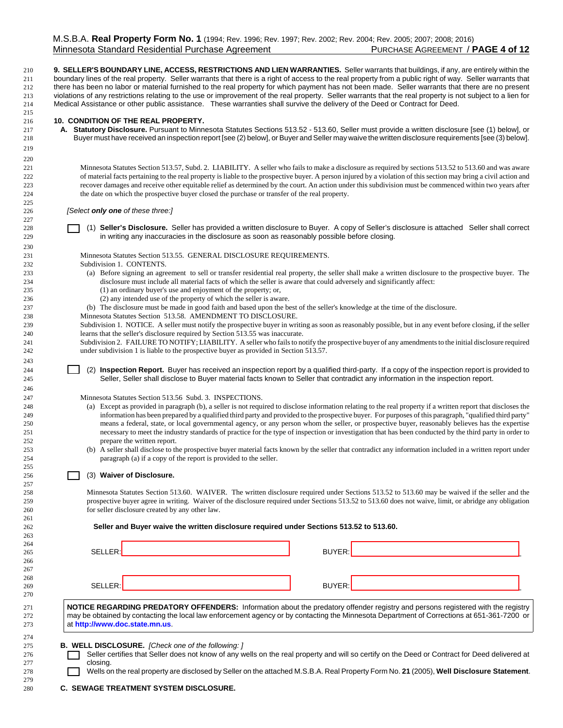**9. SELLER'S BOUNDARY LINE, ACCESS, RESTRICTIONS AND LIEN WARRANTIES.** Seller warrants that buildings, if any, are entirely within the boundary lines of the real property. Seller warrants that there is a right of access to the real property from a public right of way. Seller warrants that there has been no labor or material furnished to the real property for which payment has not been made. Seller warrants that there are no present violations of any restrictions relating to the use or improvement of the real property. Seller warrants that the real property is not subject to a lien for Medical Assistance or other public assistance. These warranties shall survive the delivery of the Deed or Contract for Deed.

**10. CONDITION OF THE REAL PROPERTY.**

**A. Statutory Disclosure.** Pursuant to Minnesota Statutes Sections 513.52 - 513.60, Seller must provide a written disclosure [see (1) below], or Buyer must have received an inspection report [see (2) below], or Buyer and Seller may waive the written disclosure requirements [see (3) below].

Minnesota Statutes Section 513.57, Subd. 2. LIABILITY. A seller who fails to make a disclosure as required by sections 513.52 to 513.60 and was aware of material facts pertaining to the real property is liable to the prospective buyer. A person injured by a violation of this section may bring a civil action and recover damages and receive other equitable relief as determined by the court. An action under this subdivision must be commenced within two years after the date on which the prospective buyer closed the purchase or transfer of the real property.

*[Select **only one** of these three:]*

☐ (1) **Seller's Disclosure.** Seller has provided a written disclosure to Buyer. A copy of Seller's disclosure is attached Seller shall correct in writing any inaccuracies in the disclosure as soon as reasonably possible before closing.

Minnesota Statutes Section 513.55. GENERAL DISCLOSURE REQUIREMENTS.
Subdivision 1. CONTENTS.
(a) Before signing an agreement to sell or transfer residential real property, the seller shall make a written disclosure to the prospective buyer. The disclosure must include all material facts of which the seller is aware that could adversely and significantly affect:
(1) an ordinary buyer's use and enjoyment of the property; or,
(2) any intended use of the property of which the seller is aware.
(b) The disclosure must be made in good faith and based upon the best of the seller's knowledge at the time of the disclosure.
Minnesota Statutes Section 513.58. AMENDMENT TO DISCLOSURE.
Subdivision 1. NOTICE. A seller must notify the prospective buyer in writing as soon as reasonably possible, but in any event before closing, if the seller learns that the seller's disclosure required by Section 513.55 was inaccurate.
Subdivision 2. FAILURE TO NOTIFY; LIABILITY. A seller who fails to notify the prospective buyer of any amendments to the initial disclosure required under subdivision 1 is liable to the prospective buyer as provided in Section 513.57.

☐ (2) **Inspection Report.** Buyer has received an inspection report by a qualified third-party. If a copy of the inspection report is provided to Seller, Seller shall disclose to Buyer material facts known to Seller that contradict any information in the inspection report.

Minnesota Statutes Section 513.56 Subd. 3. INSPECTIONS.
(a) Except as provided in paragraph (b), a seller is not required to disclose information relating to the real property if a written report that discloses the information has been prepared by a qualified third party and provided to the prospective buyer. For purposes of this paragraph, "qualified third party" means a federal, state, or local governmental agency, or any person whom the seller, or prospective buyer, reasonably believes has the expertise necessary to meet the industry standards of practice for the type of inspection or investigation that has been conducted by the third party in order to prepare the written report.
(b) A seller shall disclose to the prospective buyer material facts known by the seller that contradict any information included in a written report under paragraph (a) if a copy of the report is provided to the seller.

☐ (3) **Waiver of Disclosure.**

Minnesota Statutes Section 513.60. WAIVER. The written disclosure required under Sections 513.52 to 513.60 may be waived if the seller and the prospective buyer agree in writing. Waiver of the disclosure required under Sections 513.52 to 513.60 does not waive, limit, or abridge any obligation for seller disclosure created by any other law.

**Seller and Buyer waive the written disclosure required under Sections 513.52 to 513.60.**

SELLER: ______________________ BUYER: ______________________

SELLER: ______________________ BUYER: ______________________

**NOTICE REGARDING PREDATORY OFFENDERS:** Information about the predatory offender registry and persons registered with the registry may be obtained by contacting the local law enforcement agency or by contacting the Minnesota Department of Corrections at 651-361-7200 or at **http://www.doc.state.mn.us**.

**B. WELL DISCLOSURE.** *[Check one of the following: ]*

☐ Seller certifies that Seller does not know of any wells on the real property and will so certify on the Deed or Contract for Deed delivered at closing.

☐ Wells on the real property are disclosed by Seller on the attached M.S.B.A. Real Property Form No. **21** (2005), **Well Disclosure Statement**.

**C. SEWAGE TREATMENT SYSTEM DISCLOSURE.**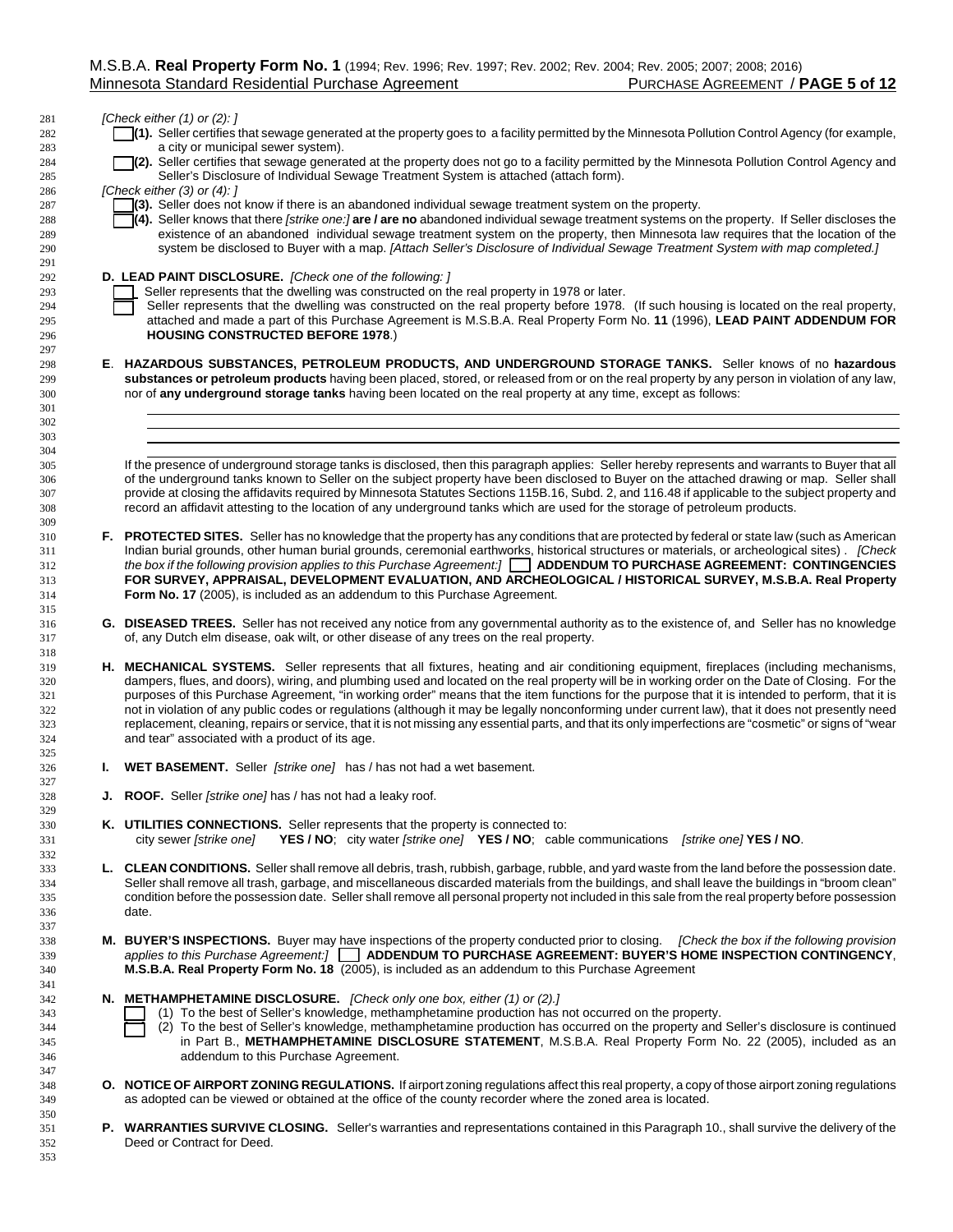*[Check either (1) or (2): ]*

☐ **(1).** Seller certifies that sewage generated at the property goes to a facility permitted by the Minnesota Pollution Control Agency (for example, a city or municipal sewer system).

☐ **(2).** Seller certifies that sewage generated at the property does not go to a facility permitted by the Minnesota Pollution Control Agency and Seller's Disclosure of Individual Sewage Treatment System is attached (attach form).

*[Check either (3) or (4): ]*

☐ **(3).** Seller does not know if there is an abandoned individual sewage treatment system on the property.

☐ **(4).** Seller knows that there *[strike one:]* **are / are no** abandoned individual sewage treatment systems on the property. If Seller discloses the existence of an abandoned individual sewage treatment system on the property, then Minnesota law requires that the location of the system be disclosed to Buyer with a map. *[Attach Seller's Disclosure of Individual Sewage Treatment System with map completed.]*

**D. LEAD PAINT DISCLOSURE.** *[Check one of the following: ]*

☐ Seller represents that the dwelling was constructed on the real property in 1978 or later.

☐ Seller represents that the dwelling was constructed on the real property before 1978. (If such housing is located on the real property, attached and made a part of this Purchase Agreement is M.S.B.A. Real Property Form No. **11** (1996), **LEAD PAINT ADDENDUM FOR HOUSING CONSTRUCTED BEFORE 1978**.)

**E. HAZARDOUS SUBSTANCES, PETROLEUM PRODUCTS, AND UNDERGROUND STORAGE TANKS.** Seller knows of no **hazardous substances or petroleum products** having been placed, stored, or released from or on the real property by any person in violation of any law, nor of **any underground storage tanks** having been located on the real property at any time, except as follows:

\_\_\_\_\_\_\_\_\_\_\_\_\_\_\_\_\_\_\_\_\_\_\_\_\_\_\_\_\_\_\_\_\_\_\_\_\_\_\_\_\_\_\_\_\_\_\_\_\_\_\_\_\_\_\_\_\_\_\_\_

\_\_\_\_\_\_\_\_\_\_\_\_\_\_\_\_\_\_\_\_\_\_\_\_\_\_\_\_\_\_\_\_\_\_\_\_\_\_\_\_\_\_\_\_\_\_\_\_\_\_\_\_\_\_\_\_\_\_\_\_

\_\_\_\_\_\_\_\_\_\_\_\_\_\_\_\_\_\_\_\_\_\_\_\_\_\_\_\_\_\_\_\_\_\_\_\_\_\_\_\_\_\_\_\_\_\_\_\_\_\_\_\_\_\_\_\_\_\_\_\_

\_\_\_\_\_\_\_\_\_\_\_\_\_\_\_\_\_\_\_\_\_\_\_\_\_\_\_\_\_\_\_\_\_\_\_\_\_\_\_\_\_\_\_\_\_\_\_\_\_\_\_\_\_\_\_\_\_\_\_\_

If the presence of underground storage tanks is disclosed, then this paragraph applies: Seller hereby represents and warrants to Buyer that all of the underground tanks known to Seller on the subject property have been disclosed to Buyer on the attached drawing or map. Seller shall provide at closing the affidavits required by Minnesota Statutes Sections 115B.16, Subd. 2, and 116.48 if applicable to the subject property and record an affidavit attesting to the location of any underground tanks which are used for the storage of petroleum products.

**F. PROTECTED SITES.** Seller has no knowledge that the property has any conditions that are protected by federal or state law (such as American Indian burial grounds, other human burial grounds, ceremonial earthworks, historical structures or materials, or archeological sites) . *[Check the box if the following provision applies to this Purchase Agreement:]* ☐ **ADDENDUM TO PURCHASE AGREEMENT: CONTINGENCIES FOR SURVEY, APPRAISAL, DEVELOPMENT EVALUATION, AND ARCHEOLOGICAL / HISTORICAL SURVEY, M.S.B.A. Real Property Form No. 17** (2005), is included as an addendum to this Purchase Agreement.

**G. DISEASED TREES.** Seller has not received any notice from any governmental authority as to the existence of, and Seller has no knowledge of, any Dutch elm disease, oak wilt, or other disease of any trees on the real property.

**H. MECHANICAL SYSTEMS.** Seller represents that all fixtures, heating and air conditioning equipment, fireplaces (including mechanisms, dampers, flues, and doors), wiring, and plumbing used and located on the real property will be in working order on the Date of Closing. For the purposes of this Purchase Agreement, "in working order" means that the item functions for the purpose that it is intended to perform, that it is not in violation of any public codes or regulations (although it may be legally nonconforming under current law), that it does not presently need replacement, cleaning, repairs or service, that it is not missing any essential parts, and that its only imperfections are "cosmetic" or signs of "wear and tear" associated with a product of its age.

**I. WET BASEMENT.** Seller *[strike one]* has / has not had a wet basement.

**J. ROOF.** Seller *[strike one]* has / has not had a leaky roof.

**K. UTILITIES CONNECTIONS.** Seller represents that the property is connected to:
city sewer *[strike one]* **YES / NO**; city water *[strike one]* **YES / NO**; cable communications *[strike one]* **YES / NO**.

**L. CLEAN CONDITIONS.** Seller shall remove all debris, trash, rubbish, garbage, rubble, and yard waste from the land before the possession date. Seller shall remove all trash, garbage, and miscellaneous discarded materials from the buildings, and shall leave the buildings in "broom clean" condition before the possession date. Seller shall remove all personal property not included in this sale from the real property before possession date.

**M. BUYER'S INSPECTIONS.** Buyer may have inspections of the property conducted prior to closing. *[Check the box if the following provision applies to this Purchase Agreement:]* ☐ **ADDENDUM TO PURCHASE AGREEMENT: BUYER'S HOME INSPECTION CONTINGENCY, M.S.B.A. Real Property Form No. 18** (2005), is included as an addendum to this Purchase Agreement

**N. METHAMPHETAMINE DISCLOSURE.** *[Check only one box, either (1) or (2).]*

☐ (1) To the best of Seller's knowledge, methamphetamine production has not occurred on the property.

☐ (2) To the best of Seller's knowledge, methamphetamine production has occurred on the property and Seller's disclosure is continued in Part B., **METHAMPHETAMINE DISCLOSURE STATEMENT**, M.S.B.A. Real Property Form No. 22 (2005), included as an addendum to this Purchase Agreement.

**O. NOTICE OF AIRPORT ZONING REGULATIONS.** If airport zoning regulations affect this real property, a copy of those airport zoning regulations as adopted can be viewed or obtained at the office of the county recorder where the zoned area is located.

**P. WARRANTIES SURVIVE CLOSING.** Seller's warranties and representations contained in this Paragraph 10., shall survive the delivery of the Deed or Contract for Deed.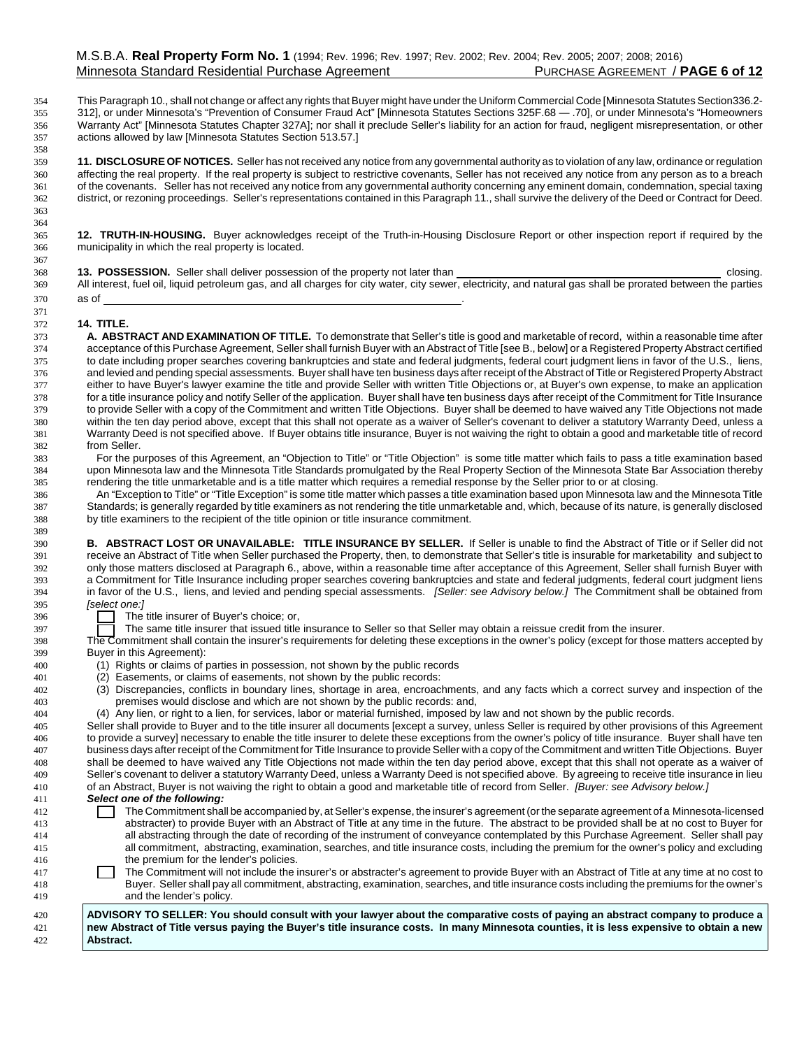This Paragraph 10., shall not change or affect any rights that Buyer might have under the Uniform Commercial Code [Minnesota Statutes Section336.2-312], or under Minnesota's "Prevention of Consumer Fraud Act" [Minnesota Statutes Sections 325F.68 — .70], or under Minnesota's "Homeowners Warranty Act" [Minnesota Statutes Chapter 327A]; nor shall it preclude Seller's liability for an action for fraud, negligent misrepresentation, or other actions allowed by law [Minnesota Statutes Section 513.57.]

**11. DISCLOSURE OF NOTICES.** Seller has not received any notice from any governmental authority as to violation of any law, ordinance or regulation affecting the real property. If the real property is subject to restrictive covenants, Seller has not received any notice from any person as to a breach of the covenants. Seller has not received any notice from any governmental authority concerning any eminent domain, condemnation, special taxing district, or rezoning proceedings. Seller's representations contained in this Paragraph 11., shall survive the delivery of the Deed or Contract for Deed.

**12. TRUTH-IN-HOUSING.** Buyer acknowledges receipt of the Truth-in-Housing Disclosure Report or other inspection report if required by the municipality in which the real property is located.

**13. POSSESSION.** Seller shall deliver possession of the property not later than ______________________________ closing. All interest, fuel oil, liquid petroleum gas, and all charges for city water, city sewer, electricity, and natural gas shall be prorated between the parties as of ______________________________.

**14. TITLE.**

**A. ABSTRACT AND EXAMINATION OF TITLE.** To demonstrate that Seller's title is good and marketable of record, within a reasonable time after acceptance of this Purchase Agreement, Seller shall furnish Buyer with an Abstract of Title [see B., below] or a Registered Property Abstract certified to date including proper searches covering bankruptcies and state and federal judgments, federal court judgment liens in favor of the U.S., liens, and levied and pending special assessments. Buyer shall have ten business days after receipt of the Abstract of Title or Registered Property Abstract either to have Buyer's lawyer examine the title and provide Seller with written Title Objections or, at Buyer's own expense, to make an application for a title insurance policy and notify Seller of the application. Buyer shall have ten business days after receipt of the Commitment for Title Insurance to provide Seller with a copy of the Commitment and written Title Objections. Buyer shall be deemed to have waived any Title Objections not made within the ten day period above, except that this shall not operate as a waiver of Seller's covenant to deliver a statutory Warranty Deed, unless a Warranty Deed is not specified above. If Buyer obtains title insurance, Buyer is not waiving the right to obtain a good and marketable title of record from Seller.

For the purposes of this Agreement, an "Objection to Title" or "Title Objection" is some title matter which fails to pass a title examination based upon Minnesota law and the Minnesota Title Standards promulgated by the Real Property Section of the Minnesota State Bar Association thereby rendering the title unmarketable and is a title matter which requires a remedial response by the Seller prior to or at closing.

An "Exception to Title" or "Title Exception" is some title matter which passes a title examination based upon Minnesota law and the Minnesota Title Standards; is generally regarded by title examiners as not rendering the title unmarketable and, which, because of its nature, is generally disclosed by title examiners to the recipient of the title opinion or title insurance commitment.

**B. ABSTRACT LOST OR UNAVAILABLE: TITLE INSURANCE BY SELLER.** If Seller is unable to find the Abstract of Title or if Seller did not receive an Abstract of Title when Seller purchased the Property, then, to demonstrate that Seller's title is insurable for marketability and subject to only those matters disclosed at Paragraph 6., above, within a reasonable time after acceptance of this Agreement, Seller shall furnish Buyer with a Commitment for Title Insurance including proper searches covering bankruptcies and state and federal judgments, federal court judgment liens in favor of the U.S., liens, and levied and pending special assessments. *[Seller: see Advisory below.]* The Commitment shall be obtained from *[select one:]*

☐ The title insurer of Buyer's choice; or,

☐ The same title insurer that issued title insurance to Seller so that Seller may obtain a reissue credit from the insurer.

The Commitment shall contain the insurer's requirements for deleting these exceptions in the owner's policy (except for those matters accepted by Buyer in this Agreement):

(1) Rights or claims of parties in possession, not shown by the public records
(2) Easements, or claims of easements, not shown by the public records:
(3) Discrepancies, conflicts in boundary lines, shortage in area, encroachments, and any facts which a correct survey and inspection of the premises would disclose and which are not shown by the public records: and,
(4) Any lien, or right to a lien, for services, labor or material furnished, imposed by law and not shown by the public records.

Seller shall provide to Buyer and to the title insurer all documents [except a survey, unless Seller is required by other provisions of this Agreement to provide a survey] necessary to enable the title insurer to delete these exceptions from the owner's policy of title insurance. Buyer shall have ten business days after receipt of the Commitment for Title Insurance to provide Seller with a copy of the Commitment and written Title Objections. Buyer shall be deemed to have waived any Title Objections not made within the ten day period above, except that this shall not operate as a waiver of Seller's covenant to deliver a statutory Warranty Deed, unless a Warranty Deed is not specified above. By agreeing to receive title insurance in lieu of an Abstract, Buyer is not waiving the right to obtain a good and marketable title of record from Seller. *[Buyer: see Advisory below.]*

***Select one of the following:***

☐ The Commitment shall be accompanied by, at Seller's expense, the insurer's agreement (or the separate agreement of a Minnesota-licensed abstracter) to provide Buyer with an Abstract of Title at any time in the future. The abstract to be provided shall be at no cost to Buyer for all abstracting through the date of recording of the instrument of conveyance contemplated by this Purchase Agreement. Seller shall pay all commitment, abstracting, examination, searches, and title insurance costs, including the premium for the owner's policy and excluding the premium for the lender's policies.

☐ The Commitment will not include the insurer's or abstracter's agreement to provide Buyer with an Abstract of Title at any time at no cost to Buyer. Seller shall pay all commitment, abstracting, examination, searches, and title insurance costs including the premiums for the owner's and the lender's policy.

**ADVISORY TO SELLER: You should consult with your lawyer about the comparative costs of paying an abstract company to produce a new Abstract of Title versus paying the Buyer's title insurance costs. In many Minnesota counties, it is less expensive to obtain a new Abstract.**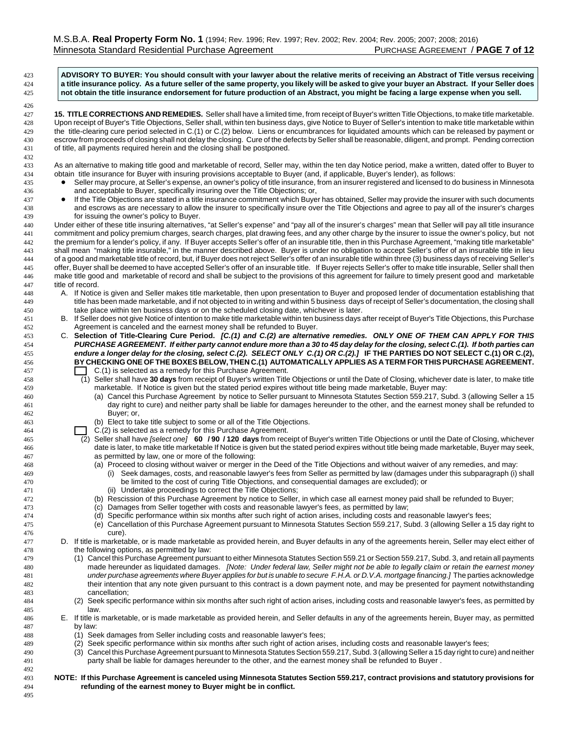**ADVISORY TO BUYER: You should consult with your lawyer about the relative merits of receiving an Abstract of Title versus receiving a title insurance policy. As a future seller of the same property, you likely will be asked to give your buyer an Abstract. If your Seller does not obtain the title insurance endorsement for future production of an Abstract, you might be facing a large expense when you sell.**

**15. TITLE CORRECTIONS AND REMEDIES.** Seller shall have a limited time, from receipt of Buyer's written Title Objections, to make title marketable. Upon receipt of Buyer's Title Objections, Seller shall, within ten business days, give Notice to Buyer of Seller's intention to make title marketable within the title-clearing cure period selected in C.(1) or C.(2) below. Liens or encumbrances for liquidated amounts which can be released by payment or escrow from proceeds of closing shall not delay the closing. Cure of the defects by Seller shall be reasonable, diligent, and prompt. Pending correction of title, all payments required herein and the closing shall be postponed.

As an alternative to making title good and marketable of record, Seller may, within the ten day Notice period, make a written, dated offer to Buyer to obtain title insurance for Buyer with insuring provisions acceptable to Buyer (and, if applicable, Buyer's lender), as follows:

- Seller may procure, at Seller's expense, an owner's policy of title insurance, from an insurer registered and licensed to do business in Minnesota and acceptable to Buyer, specifically insuring over the Title Objections; or,
- If the Title Objections are stated in a title insurance commitment which Buyer has obtained, Seller may provide the insurer with such documents and escrows as are necessary to allow the insurer to specifically insure over the Title Objections and agree to pay all of the insurer's charges for issuing the owner's policy to Buyer.

Under either of these title insuring alternatives, "at Seller's expense" and "pay all of the insurer's charges" mean that Seller will pay all title insurance commitment and policy premium charges, search charges, plat drawing fees, and any other charge by the insurer to issue the owner's policy, but not the premium for a lender's policy, if any. If Buyer accepts Seller's offer of an insurable title, then in this Purchase Agreement, "making title marketable" shall mean "making title insurable," in the manner described above. Buyer is under no obligation to accept Seller's offer of an insurable title in lieu of a good and marketable title of record, but, if Buyer does not reject Seller's offer of an insurable title within three (3) business days of receiving Seller's offer, Buyer shall be deemed to have accepted Seller's offer of an insurable title. If Buyer rejects Seller's offer to make title insurable, Seller shall then make title good and marketable of record and shall be subject to the provisions of this agreement for failure to timely present good and marketable title of record.

A. If Notice is given and Seller makes title marketable, then upon presentation to Buyer and proposed lender of documentation establishing that title has been made marketable, and if not objected to in writing and within 5 business days of receipt of Seller's documentation, the closing shall take place within ten business days or on the scheduled closing date, whichever is later.

B. If Seller does not give Notice of intention to make title marketable within ten business days after receipt of Buyer's Title Objections, this Purchase Agreement is canceled and the earnest money shall be refunded to Buyer.

C. **Selection of Title-Clearing Cure Period.** ***[C.(1) and C.(2) are alternative remedies. ONLY ONE OF THEM CAN APPLY FOR THIS PURCHASE AGREEMENT. If either party cannot endure more than a 30 to 45 day delay for the closing, select C.(1). If both parties can endure a longer delay for the closing, select C.(2). SELECT ONLY C.(1) OR C.(2).]*** **IF THE PARTIES DO NOT SELECT C.(1) OR C.(2), BY CHECKING ONE OF THE BOXES BELOW, THEN C.(1) AUTOMATICALLY APPLIES AS A TERM FOR THIS PURCHASE AGREEMENT.**

☐ C.(1) is selected as a remedy for this Purchase Agreement.

(1) Seller shall have **30 days** from receipt of Buyer's written Title Objections or until the Date of Closing, whichever date is later, to make title marketable. If Notice is given but the stated period expires without title being made marketable, Buyer may:

  (a) Cancel this Purchase Agreement by notice to Seller pursuant to Minnesota Statutes Section 559.217, Subd. 3 (allowing Seller a 15 day right to cure) and neither party shall be liable for damages hereunder to the other, and the earnest money shall be refunded to Buyer; or,

  (b) Elect to take title subject to some or all of the Title Objections.

☐ C.(2) is selected as a remedy for this Purchase Agreement.

(2) Seller shall have *[select one]* **60 / 90 / 120 days** from receipt of Buyer's written Title Objections or until the Date of Closing, whichever date is later, to make title marketable If Notice is given but the stated period expires without title being made marketable, Buyer may seek, as permitted by law, one or more of the following:

  (a) Proceed to closing without waiver or merger in the Deed of the Title Objections and without waiver of any remedies, and may:

    (i) Seek damages, costs, and reasonable lawyer's fees from Seller as permitted by law (damages under this subparagraph (i) shall be limited to the cost of curing Title Objections, and consequential damages are excluded); or

    (ii) Undertake proceedings to correct the Title Objections;

  (b) Rescission of this Purchase Agreement by notice to Seller, in which case all earnest money paid shall be refunded to Buyer;

  (c) Damages from Seller together with costs and reasonable lawyer's fees, as permitted by law;

  (d) Specific performance within six months after such right of action arises, including costs and reasonable lawyer's fees;

  (e) Cancellation of this Purchase Agreement pursuant to Minnesota Statutes Section 559.217, Subd. 3 (allowing Seller a 15 day right to cure).

D. If title is marketable, or is made marketable as provided herein, and Buyer defaults in any of the agreements herein, Seller may elect either of the following options, as permitted by law:

  (1) Cancel this Purchase Agreement pursuant to either Minnesota Statutes Section 559.21 or Section 559.217, Subd. 3, and retain all payments made hereunder as liquidated damages. *[Note: Under federal law, Seller might not be able to legally claim or retain the earnest money under purchase agreements where Buyer applies for but is unable to secure F.H.A. or D.V.A. mortgage financing.]* The parties acknowledge their intention that any note given pursuant to this contract is a down payment note, and may be presented for payment notwithstanding cancellation;

  (2) Seek specific performance within six months after such right of action arises, including costs and reasonable lawyer's fees, as permitted by law.

E. If title is marketable, or is made marketable as provided herein, and Seller defaults in any of the agreements herein, Buyer may, as permitted by law:

  (1) Seek damages from Seller including costs and reasonable lawyer's fees;

  (2) Seek specific performance within six months after such right of action arises, including costs and reasonable lawyer's fees;

  (3) Cancel this Purchase Agreement pursuant to Minnesota Statutes Section 559.217, Subd. 3 (allowing Seller a 15 day right to cure) and neither party shall be liable for damages hereunder to the other, and the earnest money shall be refunded to Buyer .

**NOTE: If this Purchase Agreement is canceled using Minnesota Statutes Section 559.217, contract provisions and statutory provisions for refunding of the earnest money to Buyer might be in conflict.**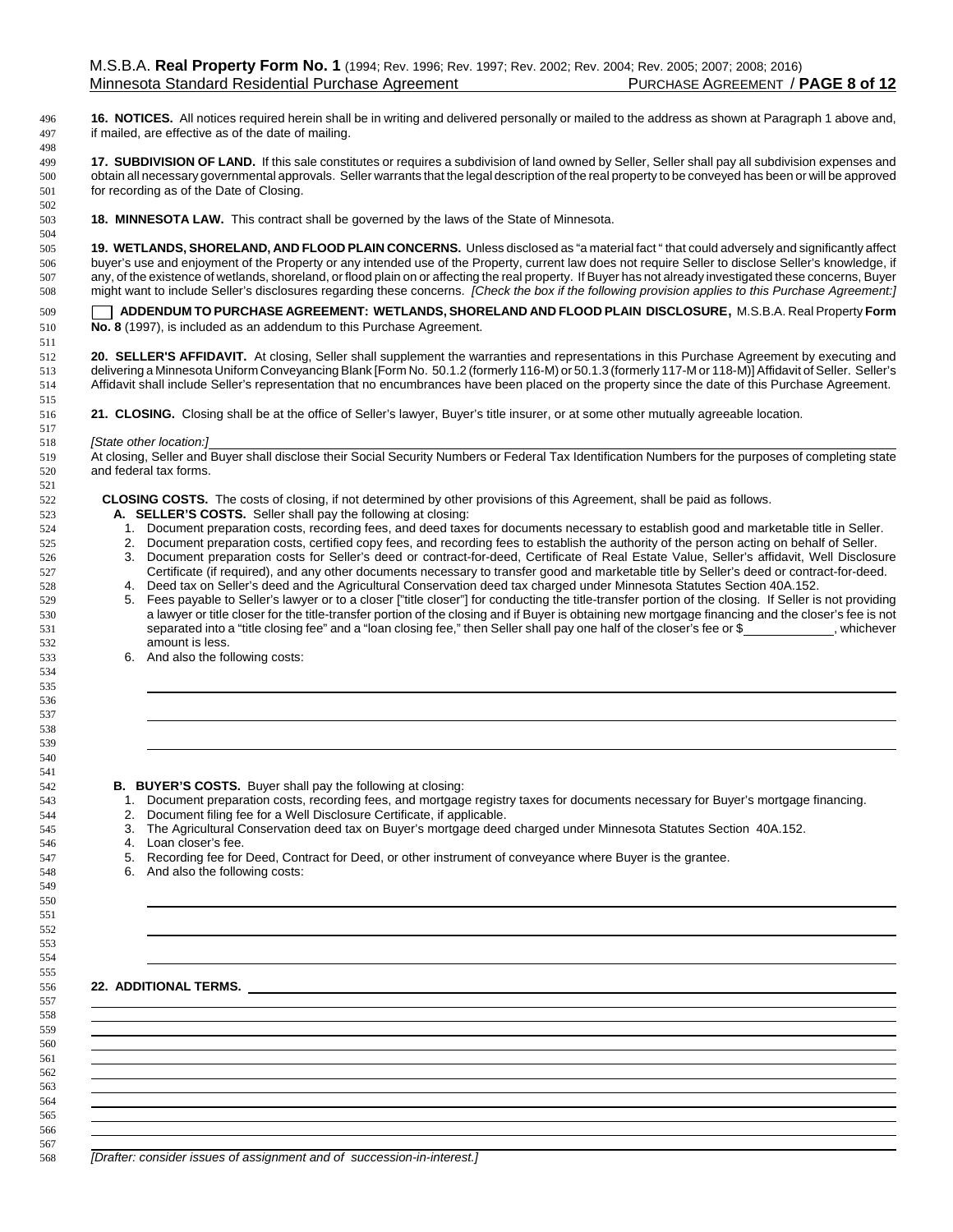**16. NOTICES.** All notices required herein shall be in writing and delivered personally or mailed to the address as shown at Paragraph 1 above and, if mailed, are effective as of the date of mailing.

**17. SUBDIVISION OF LAND.** If this sale constitutes or requires a subdivision of land owned by Seller, Seller shall pay all subdivision expenses and obtain all necessary governmental approvals. Seller warrants that the legal description of the real property to be conveyed has been or will be approved for recording as of the Date of Closing.

**18. MINNESOTA LAW.** This contract shall be governed by the laws of the State of Minnesota.

**19. WETLANDS, SHORELAND, AND FLOOD PLAIN CONCERNS.** Unless disclosed as "a material fact " that could adversely and significantly affect buyer's use and enjoyment of the Property or any intended use of the Property, current law does not require Seller to disclose Seller's knowledge, if any, of the existence of wetlands, shoreland, or flood plain on or affecting the real property. If Buyer has not already investigated these concerns, Buyer might want to include Seller's disclosures regarding these concerns. *[Check the box if the following provision applies to this Purchase Agreement:]*

☐ **ADDENDUM TO PURCHASE AGREEMENT: WETLANDS, SHORELAND AND FLOOD PLAIN DISCLOSURE,** M.S.B.A. Real Property **Form No. 8** (1997), is included as an addendum to this Purchase Agreement.

**20. SELLER'S AFFIDAVIT.** At closing, Seller shall supplement the warranties and representations in this Purchase Agreement by executing and delivering a Minnesota Uniform Conveyancing Blank [Form No. 50.1.2 (formerly 116-M) or 50.1.3 (formerly 117-M or 118-M)] Affidavit of Seller. Seller's Affidavit shall include Seller's representation that no encumbrances have been placed on the property since the date of this Purchase Agreement.

**21. CLOSING.** Closing shall be at the office of Seller's lawyer, Buyer's title insurer, or at some other mutually agreeable location.

*[State other location:]* ______________________________

At closing, Seller and Buyer shall disclose their Social Security Numbers or Federal Tax Identification Numbers for the purposes of completing state and federal tax forms.

**CLOSING COSTS.** The costs of closing, if not determined by other provisions of this Agreement, shall be paid as follows.

**A. SELLER'S COSTS.** Seller shall pay the following at closing:

1. Document preparation costs, recording fees, and deed taxes for documents necessary to establish good and marketable title in Seller.
2. Document preparation costs, certified copy fees, and recording fees to establish the authority of the person acting on behalf of Seller.
3. Document preparation costs for Seller's deed or contract-for-deed, Certificate of Real Estate Value, Seller's affidavit, Well Disclosure Certificate (if required), and any other documents necessary to transfer good and marketable title by Seller's deed or contract-for-deed.
4. Deed tax on Seller's deed and the Agricultural Conservation deed tax charged under Minnesota Statutes Section 40A.152.
5. Fees payable to Seller's lawyer or to a closer ["title closer"] for conducting the title-transfer portion of the closing. If Seller is not providing a lawyer or title closer for the title-transfer portion of the closing and if Buyer is obtaining new mortgage financing and the closer's fee is not separated into a "title closing fee" and a "loan closing fee," then Seller shall pay one half of the closer's fee or $____________, whichever amount is less.
6. And also the following costs:

______________________________

______________________________

______________________________

**B. BUYER'S COSTS.** Buyer shall pay the following at closing:

1. Document preparation costs, recording fees, and mortgage registry taxes for documents necessary for Buyer's mortgage financing.
2. Document filing fee for a Well Disclosure Certificate, if applicable.
3. The Agricultural Conservation deed tax on Buyer's mortgage deed charged under Minnesota Statutes Section 40A.152.
4. Loan closer's fee.
5. Recording fee for Deed, Contract for Deed, or other instrument of conveyance where Buyer is the grantee.
6. And also the following costs:

______________________________

______________________________

______________________________

**22. ADDITIONAL TERMS.** ______________________________

______________________________

______________________________

______________________________

______________________________

______________________________

______________________________

______________________________

______________________________

______________________________

______________________________

*[Drafter: consider issues of assignment and of succession-in-interest.]*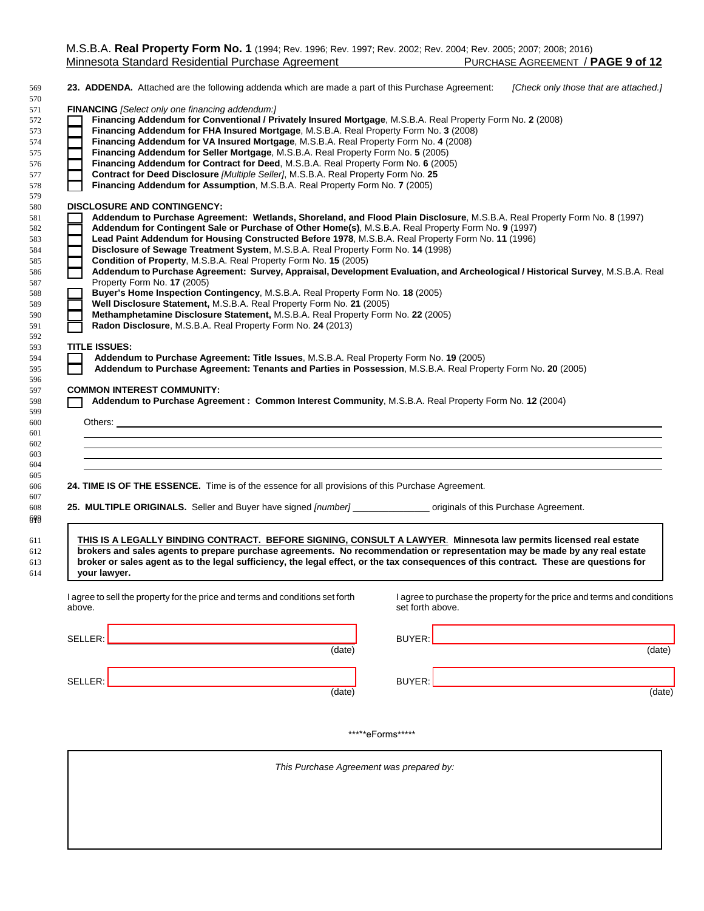**23. ADDENDA.** Attached are the following addenda which are made a part of this Purchase Agreement: *[Check only those that are attached.]*

**FINANCING** *[Select only one financing addendum:]*

- ☐ **Financing Addendum for Conventional / Privately Insured Mortgage**, M.S.B.A. Real Property Form No. **2** (2008)
- ☐ **Financing Addendum for FHA Insured Mortgage**, M.S.B.A. Real Property Form No. **3** (2008)
- ☐ **Financing Addendum for VA Insured Mortgage**, M.S.B.A. Real Property Form No. **4** (2008)
- ☐ **Financing Addendum for Seller Mortgage**, M.S.B.A. Real Property Form No. **5** (2005)
- ☐ **Financing Addendum for Contract for Deed**, M.S.B.A. Real Property Form No. **6** (2005)
- ☐ **Contract for Deed Disclosure** *[Multiple Seller]*, M.S.B.A. Real Property Form No. **25**
- ☐ **Financing Addendum for Assumption**, M.S.B.A. Real Property Form No. **7** (2005)

**DISCLOSURE AND CONTINGENCY:**

- ☐ **Addendum to Purchase Agreement: Wetlands, Shoreland, and Flood Plain Disclosure**, M.S.B.A. Real Property Form No. **8** (1997)
- ☐ **Addendum for Contingent Sale or Purchase of Other Home(s)**, M.S.B.A. Real Property Form No. **9** (1997)
- ☐ **Lead Paint Addendum for Housing Constructed Before 1978**, M.S.B.A. Real Property Form No. **11** (1996)
- ☐ **Disclosure of Sewage Treatment System**, M.S.B.A. Real Property Form No. **14** (1998)
- ☐ **Condition of Property**, M.S.B.A. Real Property Form No. **15** (2005)
- ☐ **Addendum to Purchase Agreement: Survey, Appraisal, Development Evaluation, and Archeological / Historical Survey**, M.S.B.A. Real Property Form No. **17** (2005)
- ☐ **Buyer's Home Inspection Contingency**, M.S.B.A. Real Property Form No. **18** (2005)
- ☐ **Well Disclosure Statement,** M.S.B.A. Real Property Form No. **21** (2005)
- ☐ **Methamphetamine Disclosure Statement,** M.S.B.A. Real Property Form No. **22** (2005)
- ☐ **Radon Disclosure**, M.S.B.A. Real Property Form No. **24** (2013)

**TITLE ISSUES:**

- ☐ **Addendum to Purchase Agreement: Title Issues**, M.S.B.A. Real Property Form No. **19** (2005)
- ☐ **Addendum to Purchase Agreement: Tenants and Parties in Possession**, M.S.B.A. Real Property Form No. **20** (2005)

**COMMON INTEREST COMMUNITY:**

- ☐ **Addendum to Purchase Agreement : Common Interest Community**, M.S.B.A. Real Property Form No. **12** (2004)

Others: ______________________________________________

______________________________________________

______________________________________________

______________________________________________

______________________________________________

**24. TIME IS OF THE ESSENCE.** Time is of the essence for all provisions of this Purchase Agreement.

**25. MULTIPLE ORIGINALS.** Seller and Buyer have signed *[number]* ______________ originals of this Purchase Agreement.

> **THIS IS A LEGALLY BINDING CONTRACT. BEFORE SIGNING, CONSULT A LAWYER. Minnesota law permits licensed real estate brokers and sales agents to prepare purchase agreements. No recommendation or representation may be made by any real estate broker or sales agent as to the legal sufficiency, the legal effect, or the tax consequences of this contract. These are questions for your lawyer.**

I agree to sell the property for the price and terms and conditions set forth above.

SELLER: ______________________________ (date)

SELLER: ______________________________ (date)

I agree to purchase the property for the price and terms and conditions set forth above.

BUYER: ______________________________ (date)

BUYER: ______________________________ (date)

*****eForms*****

*This Purchase Agreement was prepared by:*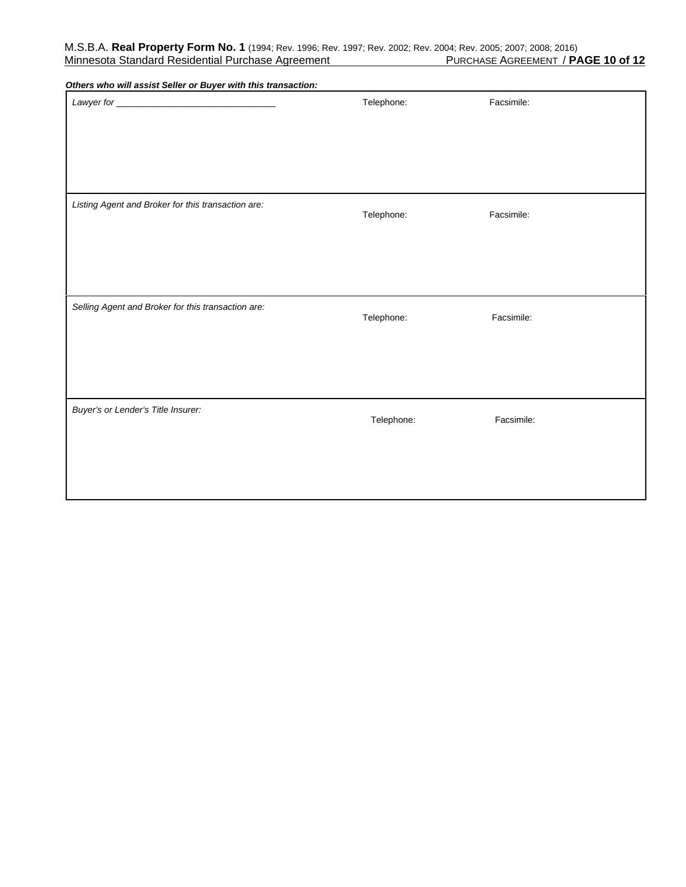***Others who will assist Seller or Buyer with this transaction:***

| | | |
|---|---|---|
| *Lawyer for* ______________________________ | Telephone: | Facsimile: |
| *Listing Agent and Broker for this transaction are:* | Telephone: | Facsimile: |
| *Selling Agent and Broker for this transaction are:* | Telephone: | Facsimile: |
| *Buyer's or Lender's Title Insurer:* | Telephone: | Facsimile: |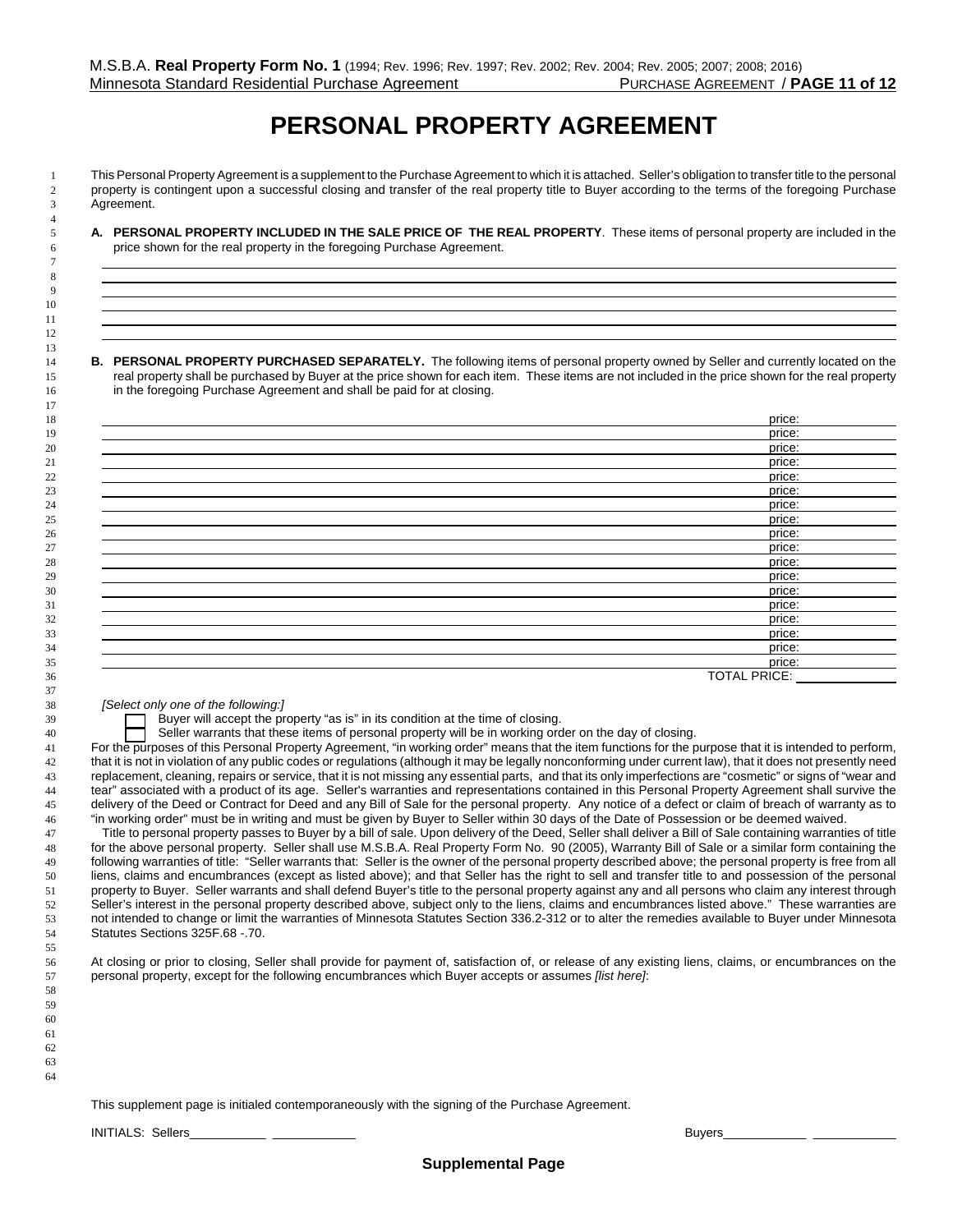# PERSONAL PROPERTY AGREEMENT

This Personal Property Agreement is a supplement to the Purchase Agreement to which it is attached. Seller's obligation to transfer title to the personal property is contingent upon a successful closing and transfer of the real property title to Buyer according to the terms of the foregoing Purchase Agreement.

**A. PERSONAL PROPERTY INCLUDED IN THE SALE PRICE OF THE REAL PROPERTY**. These items of personal property are included in the price shown for the real property in the foregoing Purchase Agreement.

______________________________________________________________________

______________________________________________________________________

______________________________________________________________________

______________________________________________________________________

______________________________________________________________________

______________________________________________________________________

**B. PERSONAL PROPERTY PURCHASED SEPARATELY.** The following items of personal property owned by Seller and currently located on the real property shall be purchased by Buyer at the price shown for each item. These items are not included in the price shown for the real property in the foregoing Purchase Agreement and shall be paid for at closing.

| Item | Price |
| --- | --- |
| | price: |
| | price: |
| | price: |
| | price: |
| | price: |
| | price: |
| | price: |
| | price: |
| | price: |
| | price: |
| | price: |
| | price: |
| | price: |
| | price: |
| | price: |
| | price: |
| | price: |
| | price: |
| | TOTAL PRICE: |

*[Select only one of the following:]*

☐ Buyer will accept the property "as is" in its condition at the time of closing.

☐ Seller warrants that these items of personal property will be in working order on the day of closing.

For the purposes of this Personal Property Agreement, "in working order" means that the item functions for the purpose that it is intended to perform, that it is not in violation of any public codes or regulations (although it may be legally nonconforming under current law), that it does not presently need replacement, cleaning, repairs or service, that it is not missing any essential parts, and that its only imperfections are "cosmetic" or signs of "wear and tear" associated with a product of its age. Seller's warranties and representations contained in this Personal Property Agreement shall survive the delivery of the Deed or Contract for Deed and any Bill of Sale for the personal property. Any notice of a defect or claim of breach of warranty as to "in working order" must be in writing and must be given by Buyer to Seller within 30 days of the Date of Possession or be deemed waived.

Title to personal property passes to Buyer by a bill of sale. Upon delivery of the Deed, Seller shall deliver a Bill of Sale containing warranties of title for the above personal property. Seller shall use M.S.B.A. Real Property Form No. 90 (2005), Warranty Bill of Sale or a similar form containing the following warranties of title: "Seller warrants that: Seller is the owner of the personal property described above; the personal property is free from all liens, claims and encumbrances (except as listed above); and that Seller has the right to sell and transfer title to and possession of the personal property to Buyer. Seller warrants and shall defend Buyer's title to the personal property against any and all persons who claim any interest through Seller's interest in the personal property described above, subject only to the liens, claims and encumbrances listed above." These warranties are not intended to change or limit the warranties of Minnesota Statutes Section 336.2-312 or to alter the remedies available to Buyer under Minnesota Statutes Sections 325F.68 -.70.

At closing or prior to closing, Seller shall provide for payment of, satisfaction of, or release of any existing liens, claims, or encumbrances on the personal property, except for the following encumbrances which Buyer accepts or assumes *[list here]*:

This supplement page is initialed contemporaneously with the signing of the Purchase Agreement.

INITIALS: Sellers__________ __________ Buyers__________ __________

**Supplemental Page**